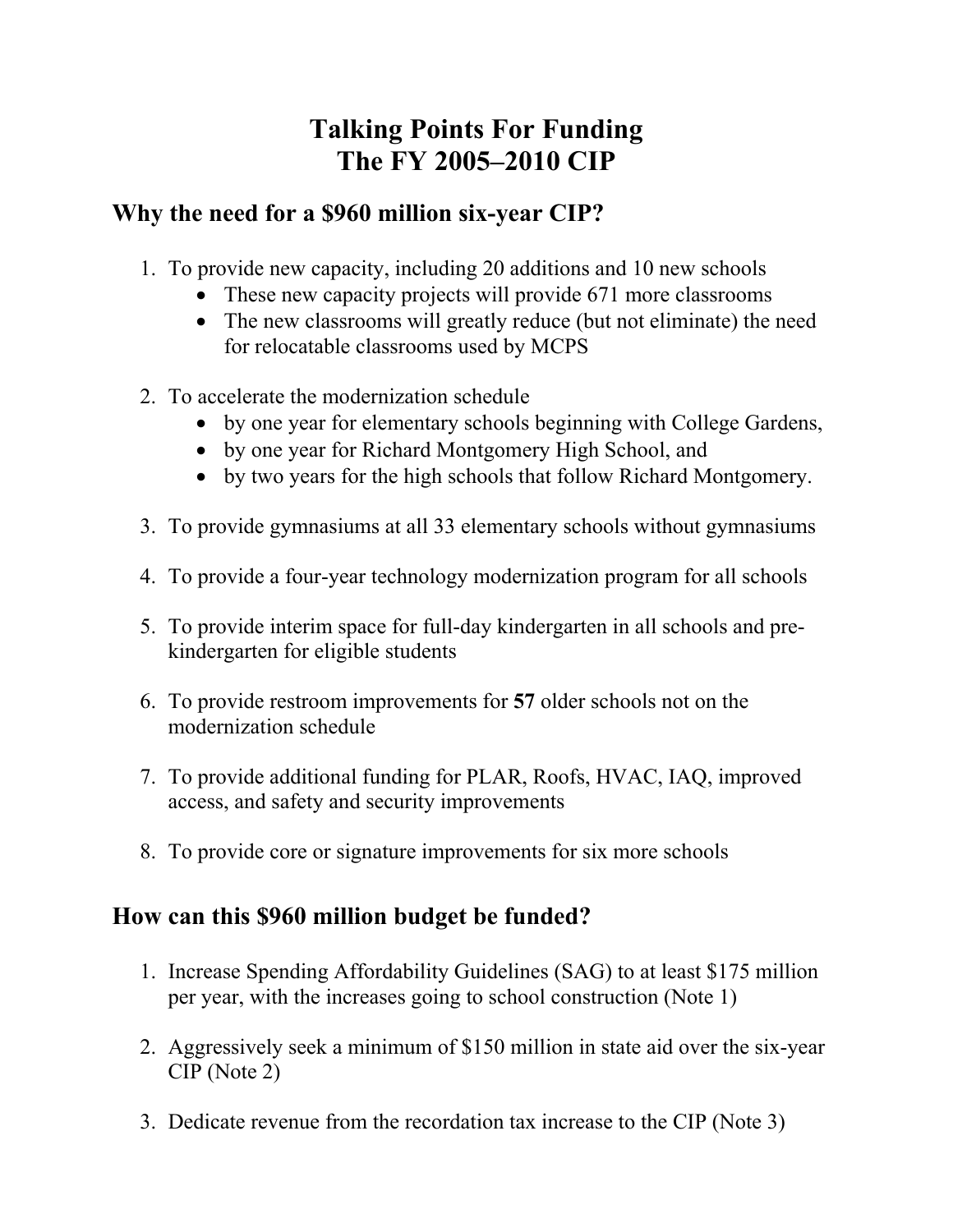# Talking Points For Funding
# The FY 2005–2010 CIP

## Why the need for a $960 million six-year CIP?

1. To provide new capacity, including 20 additions and 10 new schools
   - These new capacity projects will provide 671 more classrooms
   - The new classrooms will greatly reduce (but not eliminate) the need for relocatable classrooms used by MCPS

2. To accelerate the modernization schedule
   - by one year for elementary schools beginning with College Gardens,
   - by one year for Richard Montgomery High School, and
   - by two years for the high schools that follow Richard Montgomery.

3. To provide gymnasiums at all 33 elementary schools without gymnasiums

4. To provide a four-year technology modernization program for all schools

5. To provide interim space for full-day kindergarten in all schools and pre-kindergarten for eligible students

6. To provide restroom improvements for **57** older schools not on the modernization schedule

7. To provide additional funding for PLAR, Roofs, HVAC, IAQ, improved access, and safety and security improvements

8. To provide core or signature improvements for six more schools

## How can this $960 million budget be funded?

1. Increase Spending Affordability Guidelines (SAG) to at least $175 million per year, with the increases going to school construction (Note 1)

2. Aggressively seek a minimum of $150 million in state aid over the six-year CIP (Note 2)

3. Dedicate revenue from the recordation tax increase to the CIP (Note 3)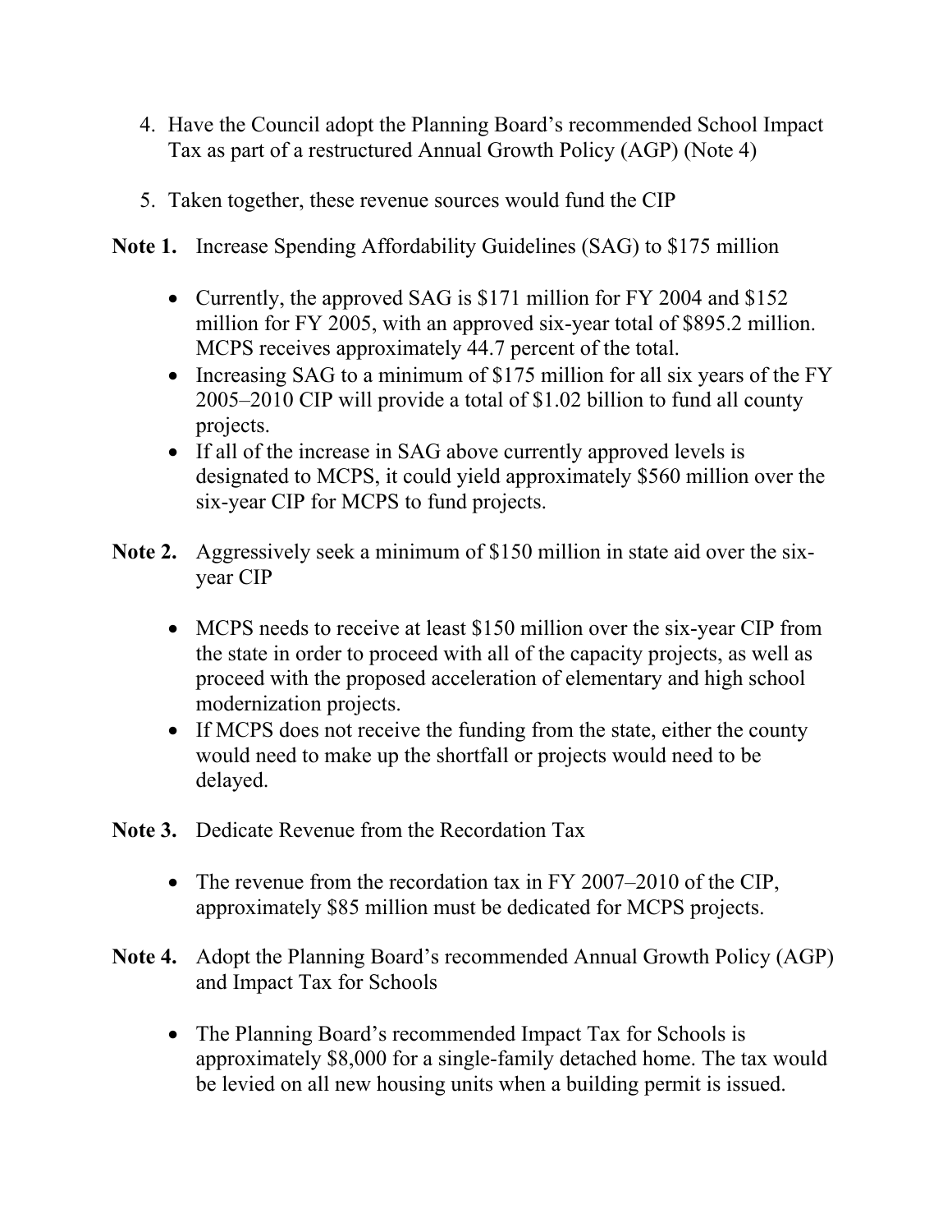4. Have the Council adopt the Planning Board's recommended School Impact Tax as part of a restructured Annual Growth Policy (AGP) (Note 4)

5. Taken together, these revenue sources would fund the CIP

**Note 1.** Increase Spending Affordability Guidelines (SAG) to $175 million

- Currently, the approved SAG is $171 million for FY 2004 and $152 million for FY 2005, with an approved six-year total of $895.2 million. MCPS receives approximately 44.7 percent of the total.
- Increasing SAG to a minimum of $175 million for all six years of the FY 2005–2010 CIP will provide a total of $1.02 billion to fund all county projects.
- If all of the increase in SAG above currently approved levels is designated to MCPS, it could yield approximately $560 million over the six-year CIP for MCPS to fund projects.

**Note 2.** Aggressively seek a minimum of $150 million in state aid over the six-year CIP

- MCPS needs to receive at least $150 million over the six-year CIP from the state in order to proceed with all of the capacity projects, as well as proceed with the proposed acceleration of elementary and high school modernization projects.
- If MCPS does not receive the funding from the state, either the county would need to make up the shortfall or projects would need to be delayed.

**Note 3.** Dedicate Revenue from the Recordation Tax

- The revenue from the recordation tax in FY 2007–2010 of the CIP, approximately $85 million must be dedicated for MCPS projects.

**Note 4.** Adopt the Planning Board's recommended Annual Growth Policy (AGP) and Impact Tax for Schools

- The Planning Board's recommended Impact Tax for Schools is approximately $8,000 for a single-family detached home. The tax would be levied on all new housing units when a building permit is issued.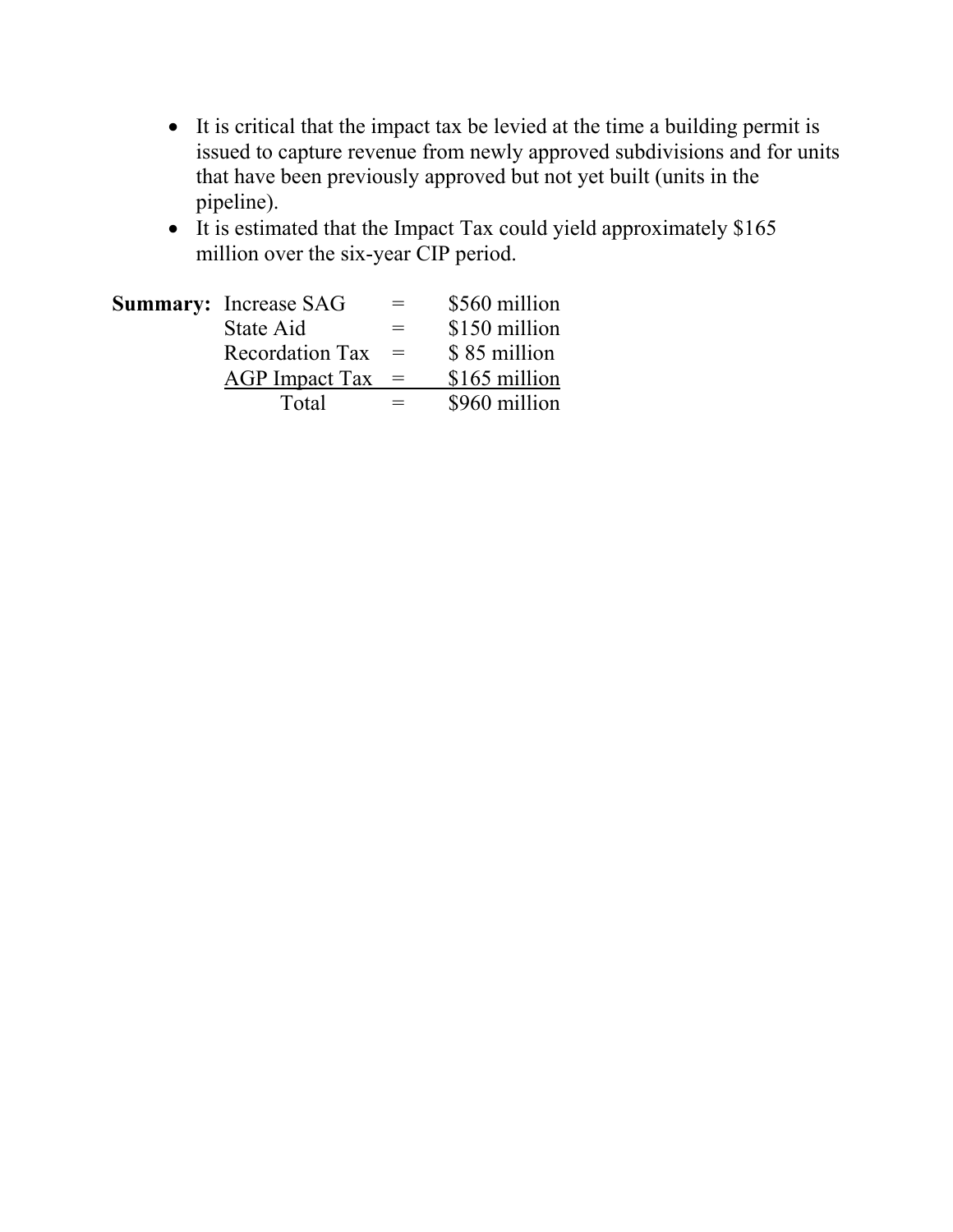- It is critical that the impact tax be levied at the time a building permit is issued to capture revenue from newly approved subdivisions and for units that have been previously approved but not yet built (units in the pipeline).
- It is estimated that the Impact Tax could yield approximately $165 million over the six-year CIP period.

| **Summary:** | | | |
| --- | --- | --- | --- |
| | Increase SAG | = | $560 million |
| | State Aid | = | $150 million |
| | Recordation Tax | = | $ 85 million |
| | AGP Impact Tax | = | $165 million |
| | Total | = | $960 million |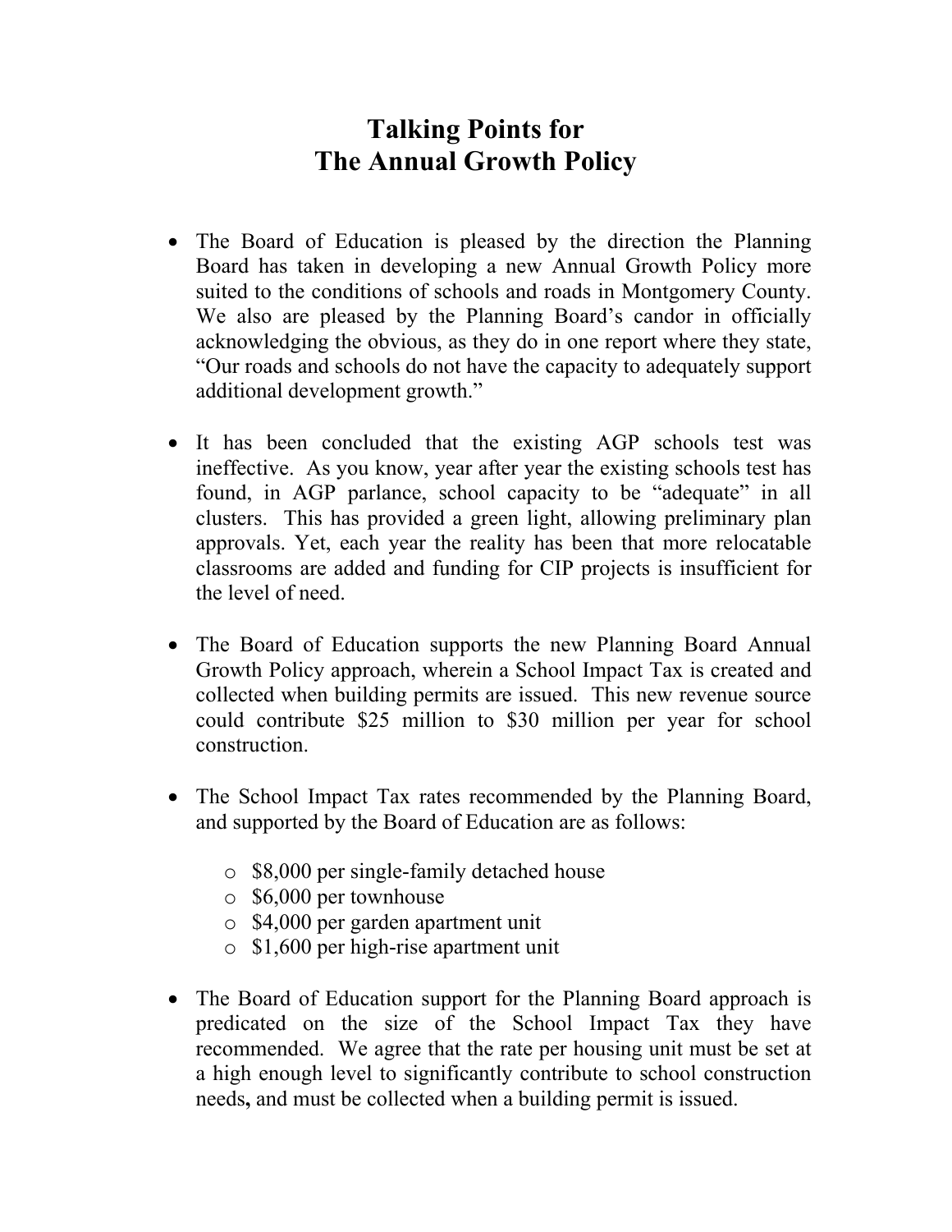# Talking Points for The Annual Growth Policy

- The Board of Education is pleased by the direction the Planning Board has taken in developing a new Annual Growth Policy more suited to the conditions of schools and roads in Montgomery County. We also are pleased by the Planning Board's candor in officially acknowledging the obvious, as they do in one report where they state, "Our roads and schools do not have the capacity to adequately support additional development growth."

- It has been concluded that the existing AGP schools test was ineffective. As you know, year after year the existing schools test has found, in AGP parlance, school capacity to be "adequate" in all clusters. This has provided a green light, allowing preliminary plan approvals. Yet, each year the reality has been that more relocatable classrooms are added and funding for CIP projects is insufficient for the level of need.

- The Board of Education supports the new Planning Board Annual Growth Policy approach, wherein a School Impact Tax is created and collected when building permits are issued. This new revenue source could contribute $25 million to $30 million per year for school construction.

- The School Impact Tax rates recommended by the Planning Board, and supported by the Board of Education are as follows:
  - $8,000 per single-family detached house
  - $6,000 per townhouse
  - $4,000 per garden apartment unit
  - $1,600 per high-rise apartment unit

- The Board of Education support for the Planning Board approach is predicated on the size of the School Impact Tax they have recommended. We agree that the rate per housing unit must be set at a high enough level to significantly contribute to school construction needs**,** and must be collected when a building permit is issued.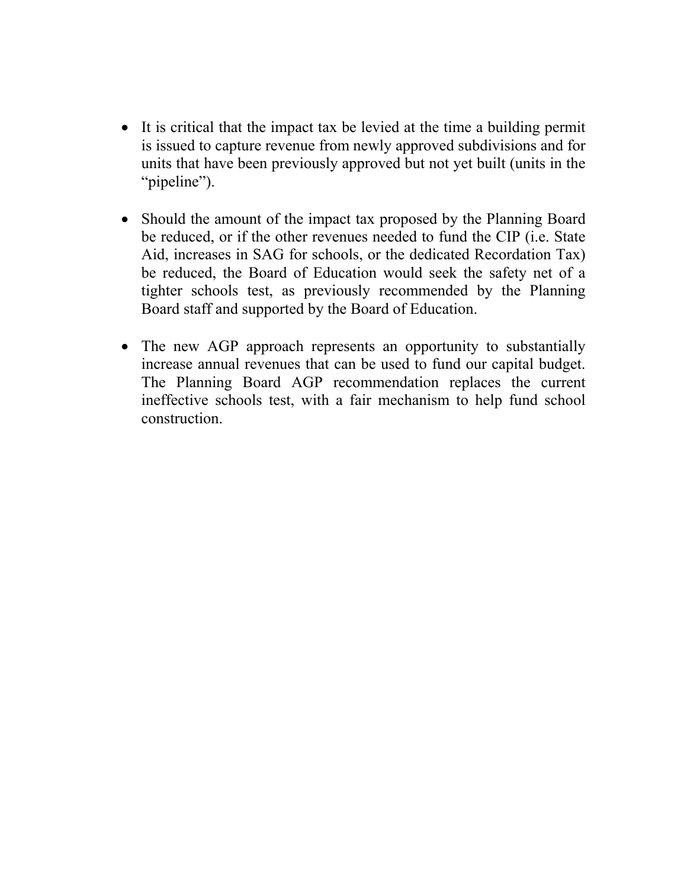- It is critical that the impact tax be levied at the time a building permit is issued to capture revenue from newly approved subdivisions and for units that have been previously approved but not yet built (units in the "pipeline").

- Should the amount of the impact tax proposed by the Planning Board be reduced, or if the other revenues needed to fund the CIP (i.e. State Aid, increases in SAG for schools, or the dedicated Recordation Tax) be reduced, the Board of Education would seek the safety net of a tighter schools test, as previously recommended by the Planning Board staff and supported by the Board of Education.

- The new AGP approach represents an opportunity to substantially increase annual revenues that can be used to fund our capital budget. The Planning Board AGP recommendation replaces the current ineffective schools test, with a fair mechanism to help fund school construction.